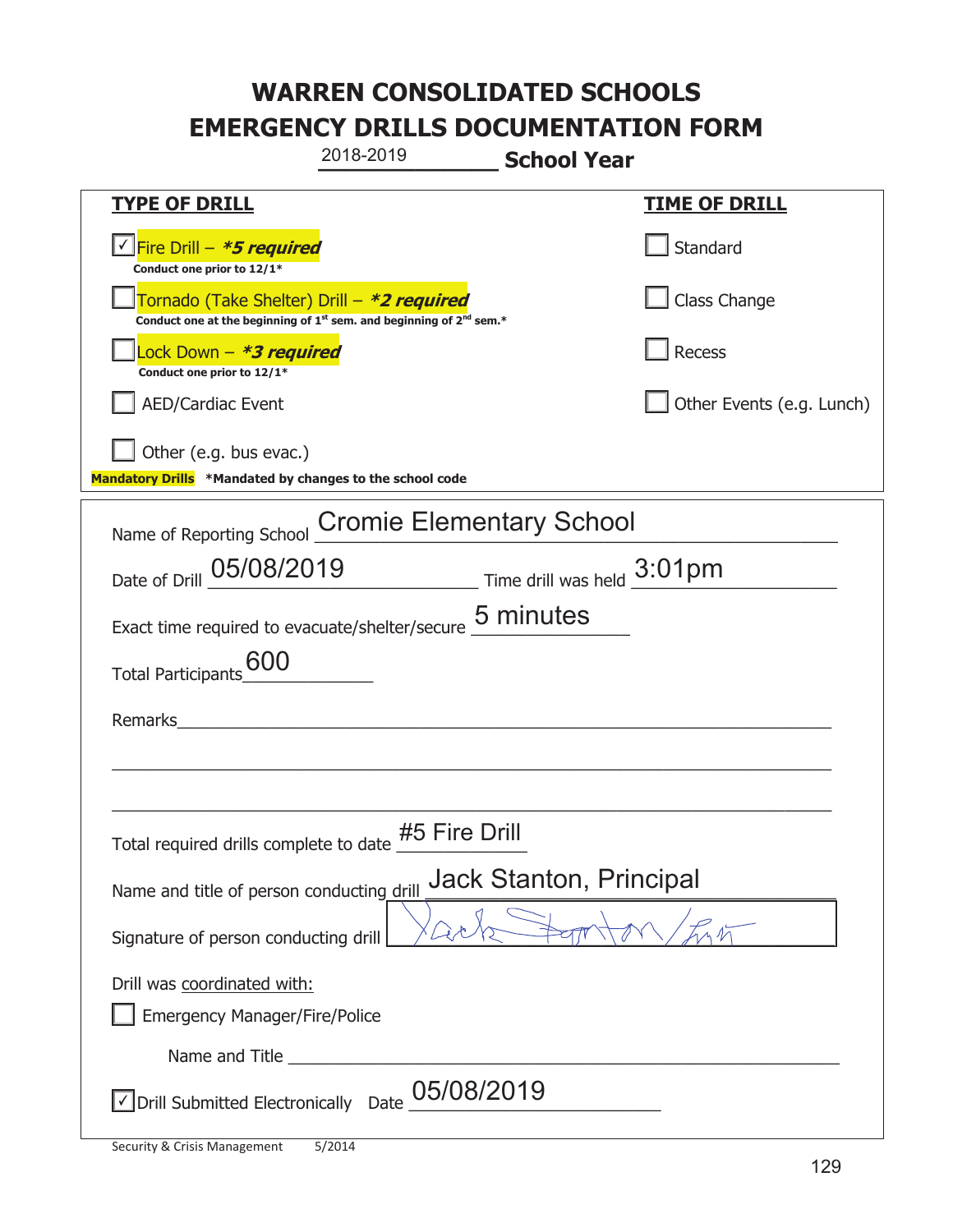# WARREN CONSOLIDATED SCHOOLS
# EMERGENCY DRILLS DOCUMENTATION FORM

2018-2019 **School Year**

| TYPE OF DRILL | TIME OF DRILL |
|---|---|
| ☑ Fire Drill – ***5 required*** <br> **Conduct one prior to 12/1*** | ☐ Standard |
| ☐ Tornado (Take Shelter) Drill – ***2 required*** <br> **Conduct one at the beginning of 1st sem. and beginning of 2nd sem.*** | ☐ Class Change |
| ☐ Lock Down – ***3 required*** <br> **Conduct one prior to 12/1*** | ☐ Recess |
| ☐ AED/Cardiac Event | ☐ Other Events (e.g. Lunch) |
| ☐ Other (e.g. bus evac.) | |

**Mandatory Drills** **\*Mandated by changes to the school code**

Name of Reporting School: Cromie Elementary School

Date of Drill: 05/08/2019 Time drill was held: 3:01pm

Exact time required to evacuate/shelter/secure: 5 minutes

Total Participants: 600

Remarks: ______________________________

Total required drills complete to date: #5 Fire Drill

Name and title of person conducting drill: Jack Stanton, Principal

Signature of person conducting drill: Jack Stanton/Prin

Drill was coordinated with:

☐ Emergency Manager/Fire/Police

Name and Title ______________________________

☑ Drill Submitted Electronically Date: 05/08/2019

Security & Crisis Management 5/2014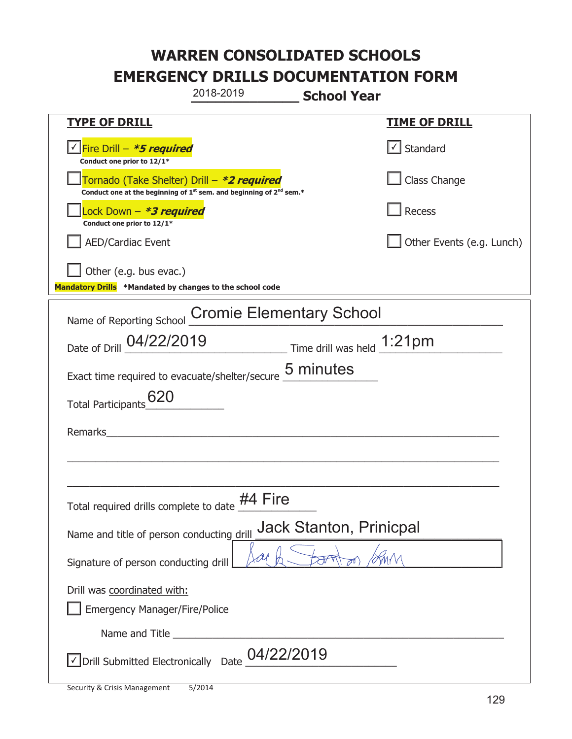# WARREN CONSOLIDATED SCHOOLS
# EMERGENCY DRILLS DOCUMENTATION FORM

2018-2019 **School Year**

| **TYPE OF DRILL** | **TIME OF DRILL** |
|---|---|
| ☑ Fire Drill – ***5 required*** <br> **Conduct one prior to 12/1*** | ☑ Standard |
| ☐ Tornado (Take Shelter) Drill – ***2 required*** <br> **Conduct one at the beginning of 1st sem. and beginning of 2nd sem.*** | ☐ Class Change |
| ☐ Lock Down – ***3 required*** <br> **Conduct one prior to 12/1*** | ☐ Recess |
| ☐ AED/Cardiac Event | ☐ Other Events (e.g. Lunch) |
| ☐ Other (e.g. bus evac.) | |

**Mandatory Drills** ***Mandated by changes to the school code**

Name of Reporting School: Cromie Elementary School

Date of Drill: 04/22/2019 Time drill was held: 1:21pm

Exact time required to evacuate/shelter/secure: 5 minutes

Total Participants: 620

Remarks:

Total required drills complete to date: #4 Fire

Name and title of person conducting drill: Jack Stanton, Prinicpal

Signature of person conducting drill: [signature]

Drill was coordinated with:

☐ Emergency Manager/Fire/Police

Name and Title:

☑ Drill Submitted Electronically Date: 04/22/2019

Security & Crisis Management 5/2014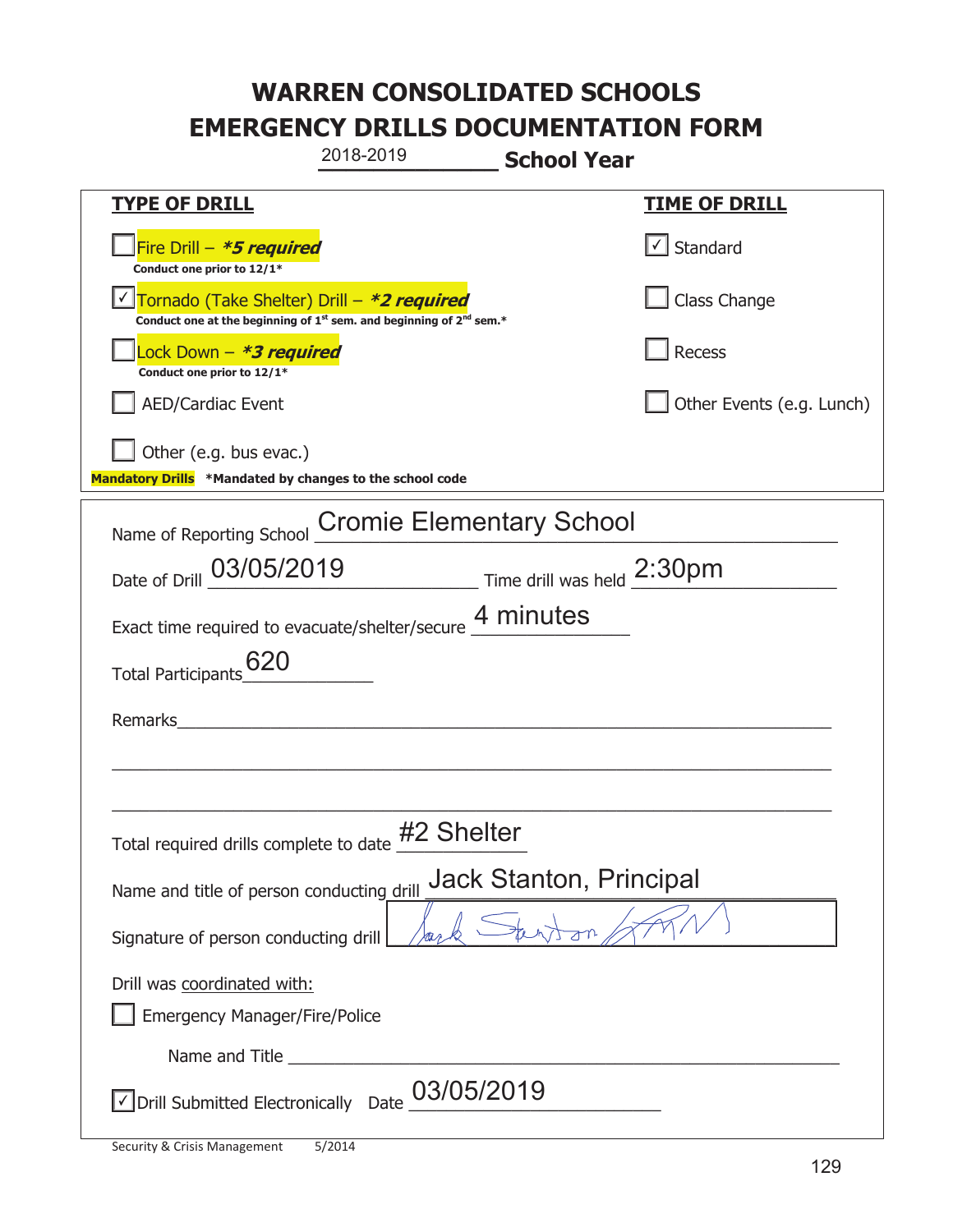# WARREN CONSOLIDATED SCHOOLS
# EMERGENCY DRILLS DOCUMENTATION FORM

2018-2019 **School Year**

| **TYPE OF DRILL** | **TIME OF DRILL** |
|---|---|
| ☐ Fire Drill – ***5 required*** <br> **Conduct one prior to 12/1*** | ☑ Standard |
| ☑ Tornado (Take Shelter) Drill – ***2 required*** <br> **Conduct one at the beginning of 1st sem. and beginning of 2nd sem.*** | ☐ Class Change |
| ☐ Lock Down – ***3 required*** <br> **Conduct one prior to 12/1*** | ☐ Recess |
| ☐ AED/Cardiac Event | ☐ Other Events (e.g. Lunch) |
| ☐ Other (e.g. bus evac.) | |

**Mandatory Drills** **\*Mandated by changes to the school code**

Name of Reporting School: Cromie Elementary School

Date of Drill: 03/05/2019 Time drill was held: 2:30pm

Exact time required to evacuate/shelter/secure: 4 minutes

Total Participants: 620

Remarks: ______________________________

Total required drills complete to date: #2 Shelter

Name and title of person conducting drill: Jack Stanton, Principal

Signature of person conducting drill: Jack Stanton

Drill was coordinated with:

☐ Emergency Manager/Fire/Police

Name and Title ______________________________

☑ Drill Submitted Electronically Date: 03/05/2019

Security & Crisis Management 5/2014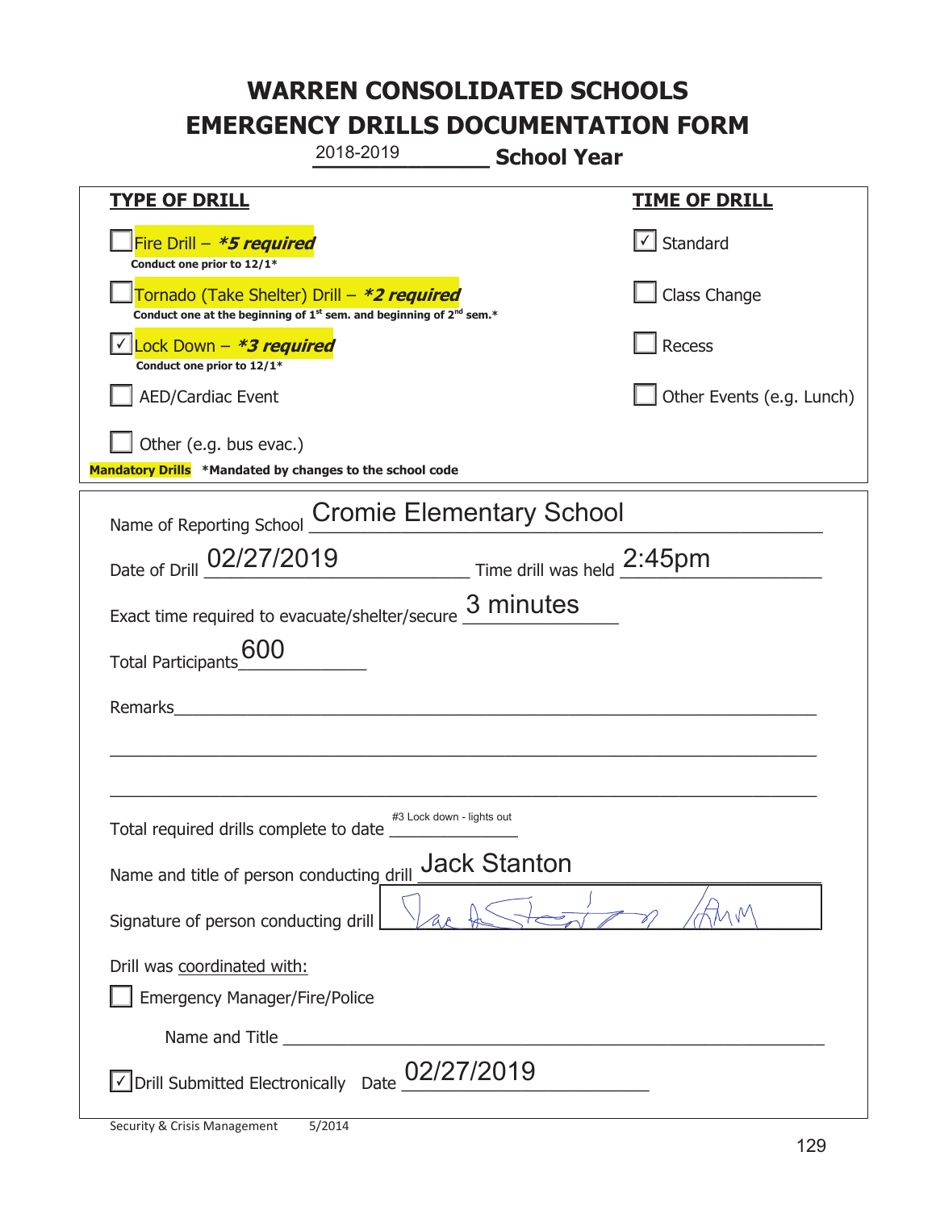# WARREN CONSOLIDATED SCHOOLS
# EMERGENCY DRILLS DOCUMENTATION FORM

2018-2019 **School Year**

| **TYPE OF DRILL** | **TIME OF DRILL** |
|---|---|
| ☐ Fire Drill – ***5 required** <br> **Conduct one prior to 12/1*** | ☑ Standard |
| ☐ Tornado (Take Shelter) Drill – ***2 required** <br> **Conduct one at the beginning of 1st sem. and beginning of 2nd sem.*** | ☐ Class Change |
| ☑ Lock Down – ***3 required** <br> **Conduct one prior to 12/1*** | ☐ Recess |
| ☐ AED/Cardiac Event | ☐ Other Events (e.g. Lunch) |
| ☐ Other (e.g. bus evac.) | |

**Mandatory Drills** ***Mandated by changes to the school code**

Name of Reporting School: Cromie Elementary School

Date of Drill: 02/27/2019 Time drill was held: 2:45pm

Exact time required to evacuate/shelter/secure: 3 minutes

Total Participants: 600

Remarks: ______________________________

Total required drills complete to date: #3 Lock down - lights out

Name and title of person conducting drill: Jack Stanton

Signature of person conducting drill: [signature]

Drill was coordinated with:

☐ Emergency Manager/Fire/Police

Name and Title ______________________________

☑ Drill Submitted Electronically Date: 02/27/2019

Security & Crisis Management 5/2014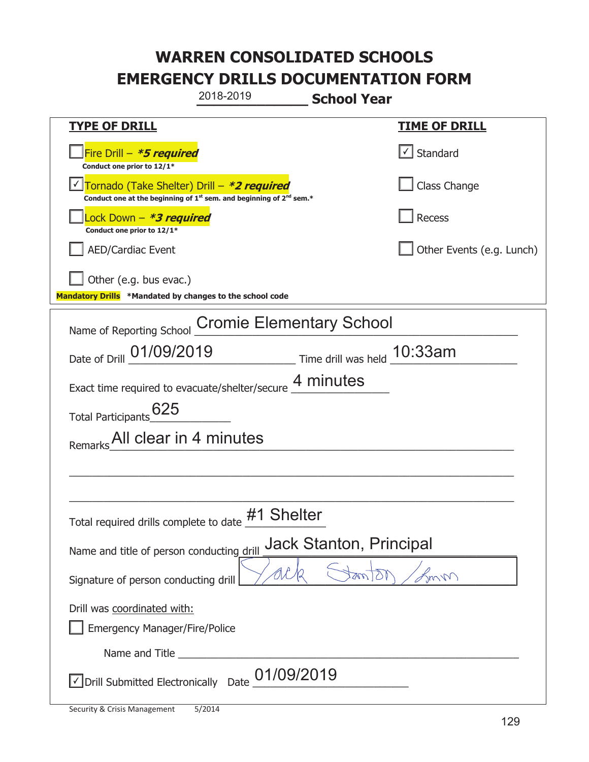# WARREN CONSOLIDATED SCHOOLS
# EMERGENCY DRILLS DOCUMENTATION FORM

2018-2019 **School Year**

| TYPE OF DRILL | TIME OF DRILL |
|---|---|
| ☐ Fire Drill – ***5 required*** <br> **Conduct one prior to 12/1*** | ☑ Standard |
| ☑ Tornado (Take Shelter) Drill – ***2 required*** <br> **Conduct one at the beginning of 1st sem. and beginning of 2nd sem.*** | ☐ Class Change |
| ☐ Lock Down – ***3 required*** <br> **Conduct one prior to 12/1*** | ☐ Recess |
| ☐ AED/Cardiac Event | ☐ Other Events (e.g. Lunch) |
| ☐ Other (e.g. bus evac.) | |

**Mandatory Drills** ***Mandated by changes to the school code**

Name of Reporting School: Cromie Elementary School

Date of Drill: 01/09/2019 Time drill was held: 10:33am

Exact time required to evacuate/shelter/secure: 4 minutes

Total Participants: 625

Remarks: All clear in 4 minutes

Total required drills complete to date: #1 Shelter

Name and title of person conducting drill: Jack Stanton, Principal

Signature of person conducting drill: *Jack Stanton / [signature]*

Drill was coordinated with:

☐ Emergency Manager/Fire/Police

Name and Title ___________

☑ Drill Submitted Electronically Date: 01/09/2019

Security & Crisis Management 5/2014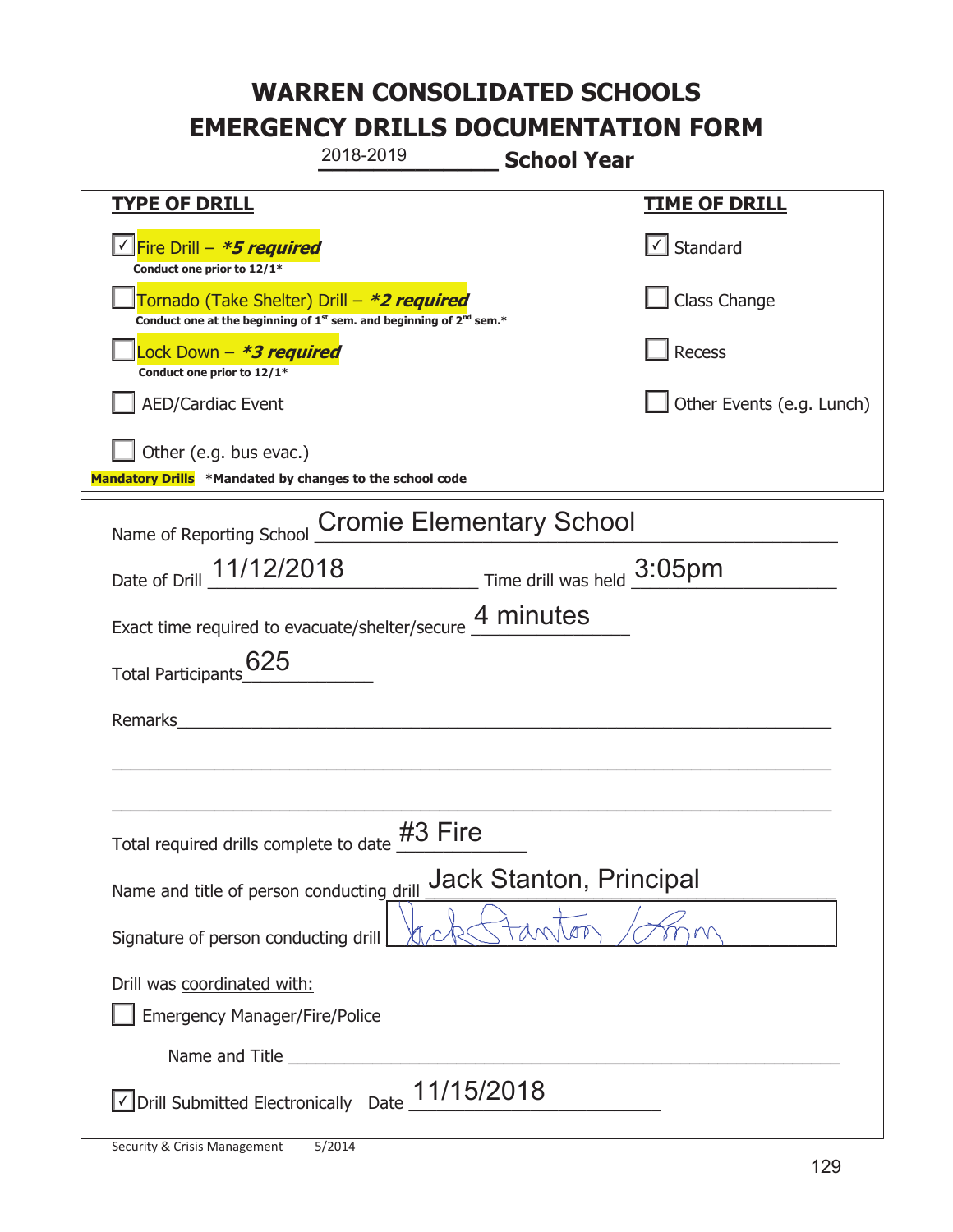# WARREN CONSOLIDATED SCHOOLS
# EMERGENCY DRILLS DOCUMENTATION FORM

2018-2019 **School Year**

| **TYPE OF DRILL** | **TIME OF DRILL** |
|---|---|
| ☑ Fire Drill – ***5 required*** <br> **Conduct one prior to 12/1*** | ☑ Standard |
| ☐ Tornado (Take Shelter) Drill – ***2 required*** <br> **Conduct one at the beginning of 1st sem. and beginning of 2nd sem.*** | ☐ Class Change |
| ☐ Lock Down – ***3 required*** <br> **Conduct one prior to 12/1*** | ☐ Recess |
| ☐ AED/Cardiac Event | ☐ Other Events (e.g. Lunch) |
| ☐ Other (e.g. bus evac.) | |

**Mandatory Drills** ***Mandated by changes to the school code**

Name of Reporting School: Cromie Elementary School

Date of Drill: 11/12/2018 Time drill was held: 3:05pm

Exact time required to evacuate/shelter/secure: 4 minutes

Total Participants: 625

Remarks: ______________________________________________

Total required drills complete to date: #3 Fire

Name and title of person conducting drill: Jack Stanton, Principal

Signature of person conducting drill: Jack Stanton /  [signature]

Drill was coordinated with:

☐ Emergency Manager/Fire/Police

Name and Title ______________________________________________

☑ Drill Submitted Electronically Date 11/15/2018

Security & Crisis Management 5/2014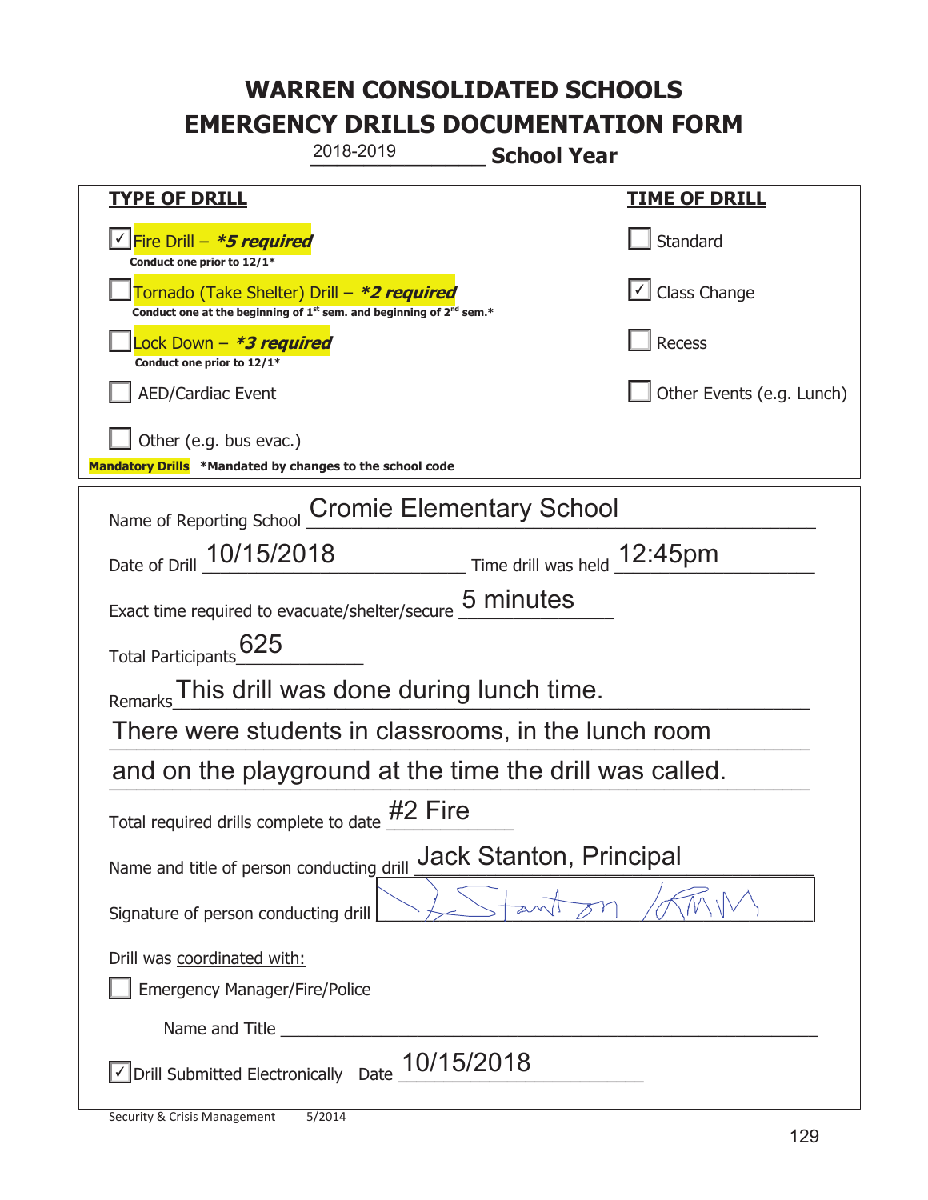# WARREN CONSOLIDATED SCHOOLS
# EMERGENCY DRILLS DOCUMENTATION FORM

2018-2019 **School Year**

| **TYPE OF DRILL** | **TIME OF DRILL** |
|---|---|
| ☑ Fire Drill – ***5 required*** <br> **Conduct one prior to 12/1*** | ☐ Standard |
| ☐ Tornado (Take Shelter) Drill – ***2 required*** <br> **Conduct one at the beginning of 1st sem. and beginning of 2nd sem.*** | ☑ Class Change |
| ☐ Lock Down – ***3 required*** <br> **Conduct one prior to 12/1*** | ☐ Recess |
| ☐ AED/Cardiac Event | ☐ Other Events (e.g. Lunch) |
| ☐ Other (e.g. bus evac.) | |

**Mandatory Drills** **\*Mandated by changes to the school code**

Name of Reporting School: Cromie Elementary School

Date of Drill: 10/15/2018 Time drill was held: 12:45pm

Exact time required to evacuate/shelter/secure: 5 minutes

Total Participants: 625

Remarks: This drill was done during lunch time. There were students in classrooms, in the lunch room and on the playground at the time the drill was called.

Total required drills complete to date: #2 Fire

Name and title of person conducting drill: Jack Stanton, Principal

Signature of person conducting drill: J. Stanton /AMM

Drill was coordinated with:

☐ Emergency Manager/Fire/Police

Name and Title ______________________________

☑ Drill Submitted Electronically Date: 10/15/2018

Security & Crisis Management 5/2014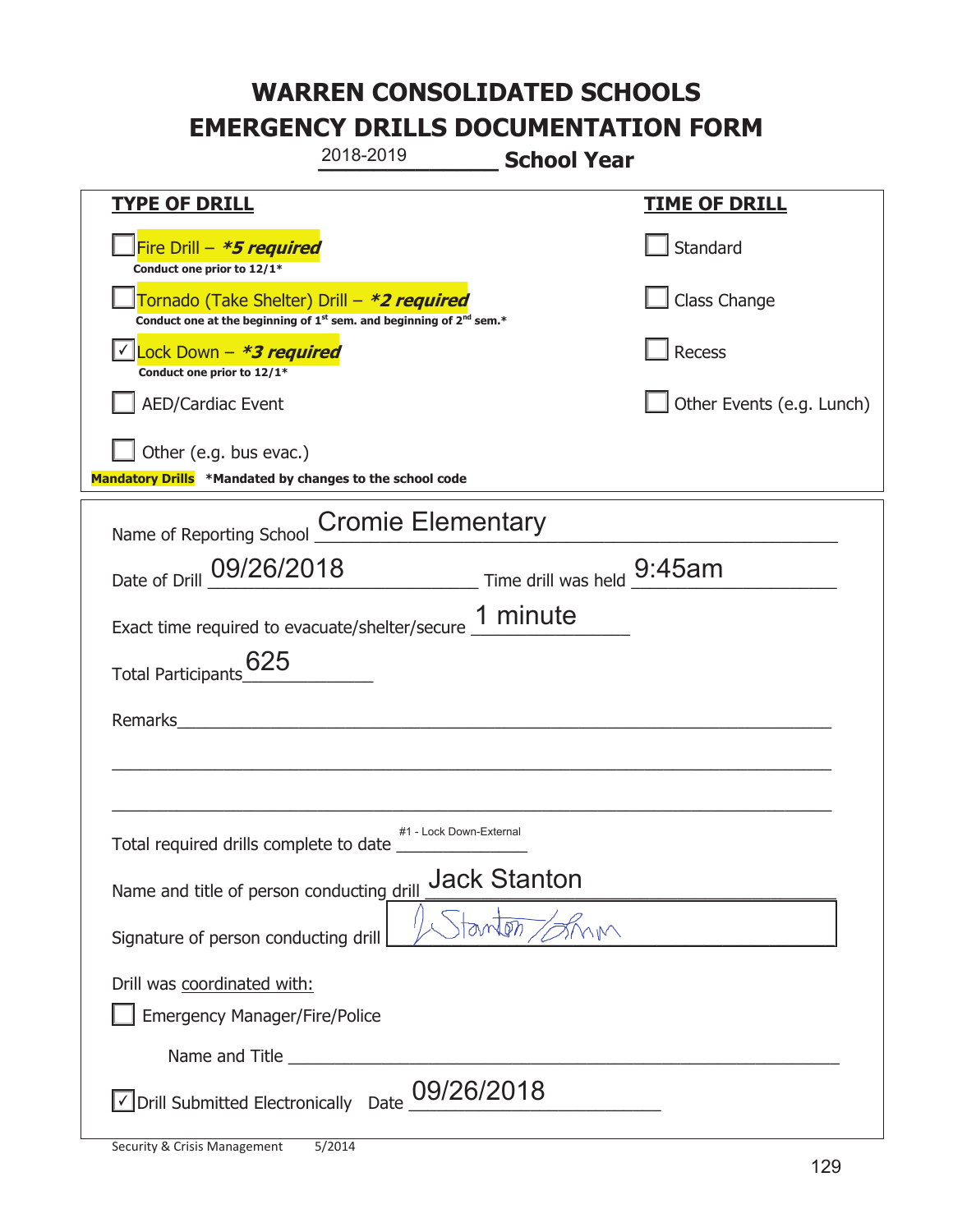# WARREN CONSOLIDATED SCHOOLS
# EMERGENCY DRILLS DOCUMENTATION FORM

2018-2019 **School Year**

| **TYPE OF DRILL** | **TIME OF DRILL** |
|---|---|
| ☐ Fire Drill – ***\*5 required*** <br> **Conduct one prior to 12/1\*** | ☐ Standard |
| ☐ Tornado (Take Shelter) Drill – ***\*2 required*** <br> **Conduct one at the beginning of 1st sem. and beginning of 2nd sem.\*** | ☐ Class Change |
| ☑ Lock Down – ***\*3 required*** <br> **Conduct one prior to 12/1\*** | ☐ Recess |
| ☐ AED/Cardiac Event | ☐ Other Events (e.g. Lunch) |
| ☐ Other (e.g. bus evac.) | |

**Mandatory Drills** **\*Mandated by changes to the school code**

Name of Reporting School: Cromie Elementary

Date of Drill: 09/26/2018 Time drill was held: 9:45am

Exact time required to evacuate/shelter/secure: 1 minute

Total Participants: 625

Remarks: ____________________

Total required drills complete to date: #1 - Lock Down-External

Name and title of person conducting drill: Jack Stanton

Signature of person conducting drill: J Stanton / [signature]

Drill was coordinated with:

☐ Emergency Manager/Fire/Police

Name and Title ____________________

☑ Drill Submitted Electronically Date: 09/26/2018

Security & Crisis Management 5/2014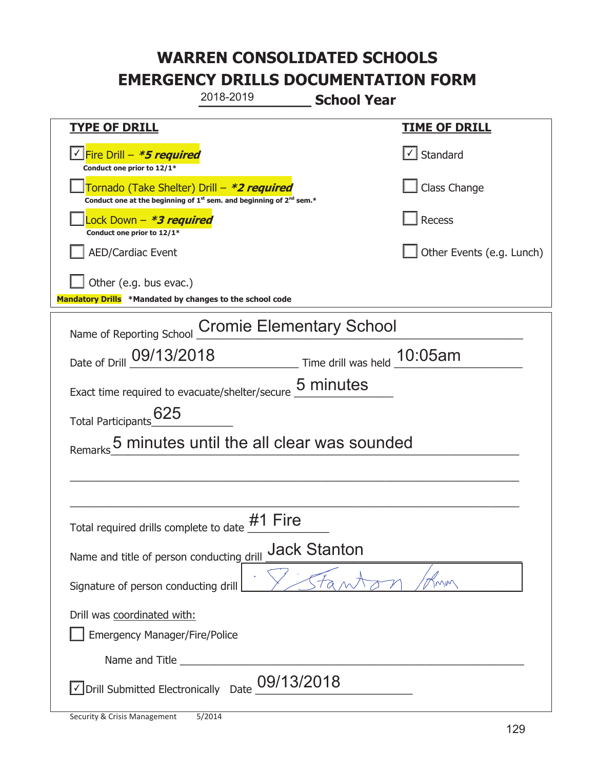# WARREN CONSOLIDATED SCHOOLS
# EMERGENCY DRILLS DOCUMENTATION FORM

2018-2019 **School Year**

| TYPE OF DRILL | TIME OF DRILL |
|---|---|
| ☑ Fire Drill – ***5 required*** <br> **Conduct one prior to 12/1*** | ☑ Standard |
| ☐ Tornado (Take Shelter) Drill – ***2 required*** <br> **Conduct one at the beginning of 1st sem. and beginning of 2nd sem.*** | ☐ Class Change |
| ☐ Lock Down – ***3 required*** <br> **Conduct one prior to 12/1*** | ☐ Recess |
| ☐ AED/Cardiac Event | ☐ Other Events (e.g. Lunch) |
| ☐ Other (e.g. bus evac.) | |

**Mandatory Drills** **\*Mandated by changes to the school code**

Name of Reporting School: Cromie Elementary School

Date of Drill: 09/13/2018 Time drill was held: 10:05am

Exact time required to evacuate/shelter/secure: 5 minutes

Total Participants: 625

Remarks: 5 minutes until the all clear was sounded

Total required drills complete to date: #1 Fire

Name and title of person conducting drill: Jack Stanton

Signature of person conducting drill: J Stanton Prin

Drill was coordinated with:

☐ Emergency Manager/Fire/Police

Name and Title ______________________

☑ Drill Submitted Electronically Date: 09/13/2018

Security & Crisis Management 5/2014